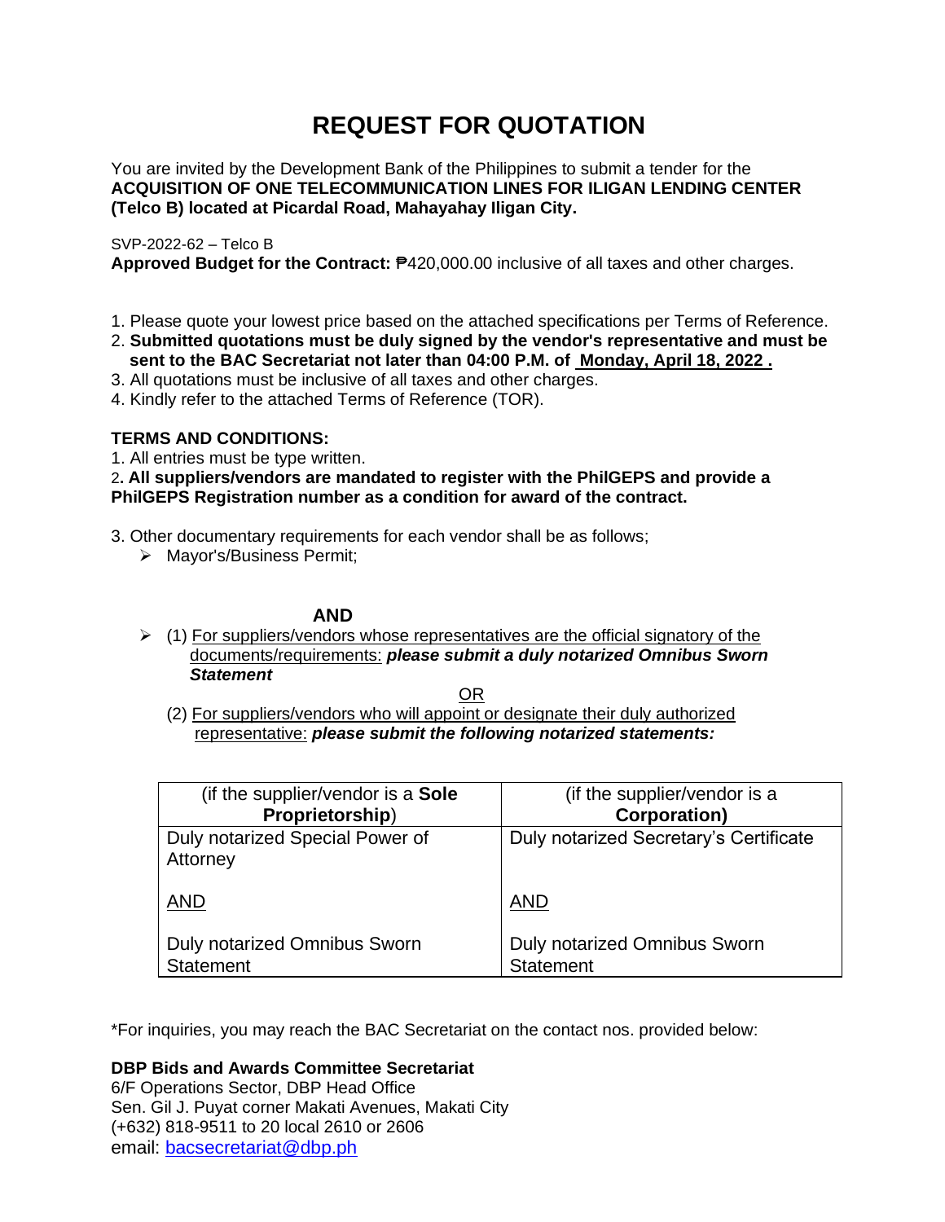# REQUEST FOR QUOTATION

You are invited by the Development Bank of the Philippines to submit a tender for the **ACQUISITION OF ONE TELECOMMUNICATION LINES FOR ILIGAN LENDING CENTER (Telco B) located at Picardal Road, Mahayahay Iligan City.**

SVP-2022-62 – Telco B

**Approved Budget for the Contract:** ₱420,000.00 inclusive of all taxes and other charges.

1. Please quote your lowest price based on the attached specifications per Terms of Reference.
2. **Submitted quotations must be duly signed by the vendor's representative and must be sent to the BAC Secretariat not later than 04:00 P.M. of Monday, April 18, 2022 .**
3. All quotations must be inclusive of all taxes and other charges.
4. Kindly refer to the attached Terms of Reference (TOR).

**TERMS AND CONDITIONS:**

1. All entries must be type written.
2. **All suppliers/vendors are mandated to register with the PhilGEPS and provide a PhilGEPS Registration number as a condition for award of the contract.**
3. Other documentary requirements for each vendor shall be as follows;
   - Mayor's/Business Permit;

**AND**

- (1) For suppliers/vendors whose representatives are the official signatory of the documents/requirements: ***please submit a duly notarized Omnibus Sworn Statement***

OR

(2) For suppliers/vendors who will appoint or designate their duly authorized representative: ***please submit the following notarized statements:***

| (if the supplier/vendor is a **Sole Proprietorship**) | (if the supplier/vendor is a **Corporation)** |
|---|---|
| Duly notarized Special Power of Attorney<br><br>AND<br><br>Duly notarized Omnibus Sworn Statement | Duly notarized Secretary's Certificate<br><br>AND<br><br>Duly notarized Omnibus Sworn Statement |

*For inquiries, you may reach the BAC Secretariat on the contact nos. provided below:

**DBP Bids and Awards Committee Secretariat**
6/F Operations Sector, DBP Head Office
Sen. Gil J. Puyat corner Makati Avenues, Makati City
(+632) 818-9511 to 20 local 2610 or 2606
email: bacsecretariat@dbp.ph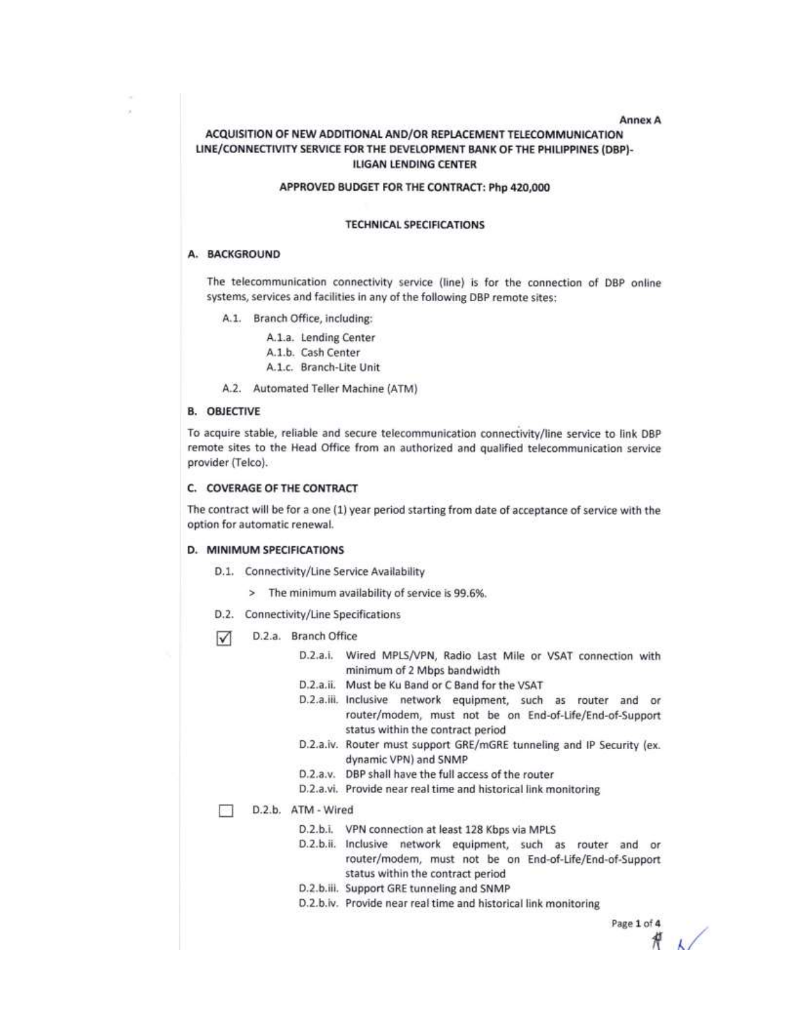Annex A

# ACQUISITION OF NEW ADDITIONAL AND/OR REPLACEMENT TELECOMMUNICATION LINE/CONNECTIVITY SERVICE FOR THE DEVELOPMENT BANK OF THE PHILIPPINES (DBP)-ILIGAN LENDING CENTER

**APPROVED BUDGET FOR THE CONTRACT: Php 420,000**

## TECHNICAL SPECIFICATIONS

### A. BACKGROUND

The telecommunication connectivity service (line) is for the connection of DBP online systems, services and facilities in any of the following DBP remote sites:

- A.1. Branch Office, including:
  - A.1.a. Lending Center
  - A.1.b. Cash Center
  - A.1.c. Branch-Lite Unit
- A.2. Automated Teller Machine (ATM)

### B. OBJECTIVE

To acquire stable, reliable and secure telecommunication connectivity/line service to link DBP remote sites to the Head Office from an authorized and qualified telecommunication service provider (Telco).

### C. COVERAGE OF THE CONTRACT

The contract will be for a one (1) year period starting from date of acceptance of service with the option for automatic renewal.

### D. MINIMUM SPECIFICATIONS

- D.1. Connectivity/Line Service Availability
  - > The minimum availability of service is 99.6%.
- D.2. Connectivity/Line Specifications

☑ D.2.a. Branch Office

- D.2.a.i. Wired MPLS/VPN, Radio Last Mile or VSAT connection with minimum of 2 Mbps bandwidth
- D.2.a.ii. Must be Ku Band or C Band for the VSAT
- D.2.a.iii. Inclusive network equipment, such as router and or router/modem, must not be on End-of-Life/End-of-Support status within the contract period
- D.2.a.iv. Router must support GRE/mGRE tunneling and IP Security (ex. dynamic VPN) and SNMP
- D.2.a.v. DBP shall have the full access of the router
- D.2.a.vi. Provide near real time and historical link monitoring

☐ D.2.b. ATM - Wired

- D.2.b.i. VPN connection at least 128 Kbps via MPLS
- D.2.b.ii. Inclusive network equipment, such as router and or router/modem, must not be on End-of-Life/End-of-Support status within the contract period
- D.2.b.iii. Support GRE tunneling and SNMP
- D.2.b.iv. Provide near real time and historical link monitoring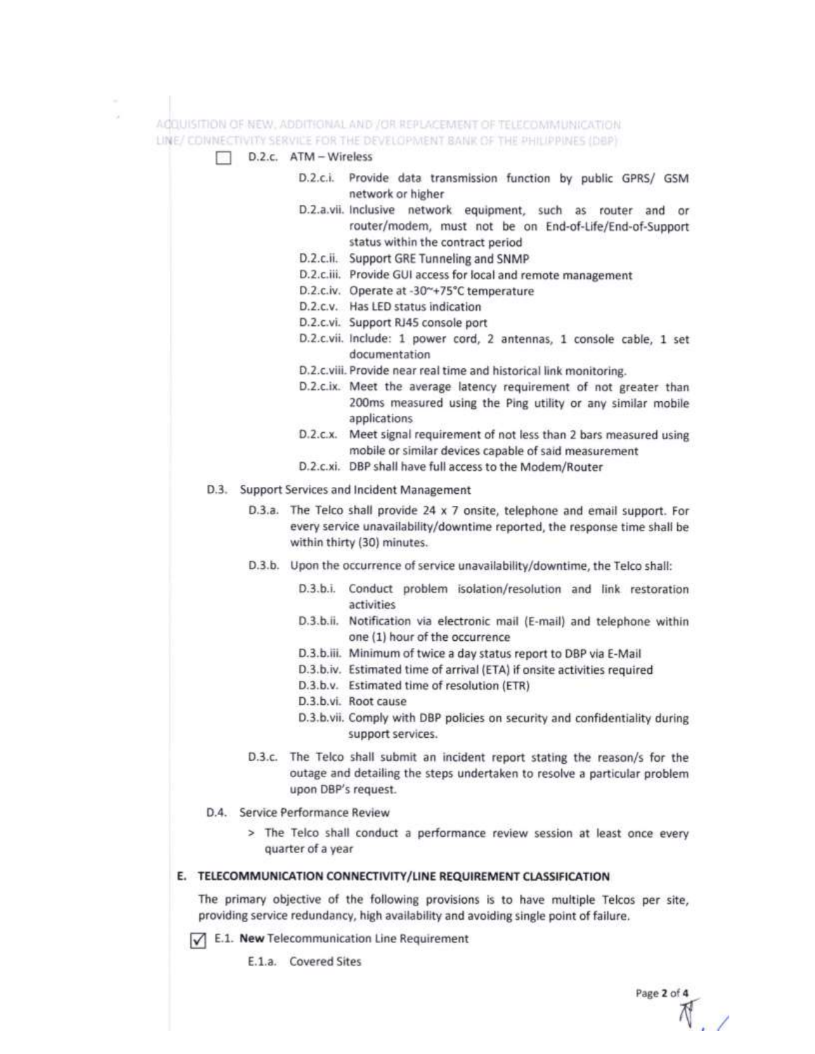- [ ] D.2.c. ATM – Wireless

  - D.2.c.i. Provide data transmission function by public GPRS/ GSM network or higher
  - D.2.a.vii. Inclusive network equipment, such as router and or router/modem, must not be on End-of-Life/End-of-Support status within the contract period
  - D.2.c.ii. Support GRE Tunneling and SNMP
  - D.2.c.iii. Provide GUI access for local and remote management
  - D.2.c.iv. Operate at -30~+75°C temperature
  - D.2.c.v. Has LED status indication
  - D.2.c.vi. Support RJ45 console port
  - D.2.c.vii. Include: 1 power cord, 2 antennas, 1 console cable, 1 set documentation
  - D.2.c.viii. Provide near real time and historical link monitoring.
  - D.2.c.ix. Meet the average latency requirement of not greater than 200ms measured using the Ping utility or any similar mobile applications
  - D.2.c.x. Meet signal requirement of not less than 2 bars measured using mobile or similar devices capable of said measurement
  - D.2.c.xi. DBP shall have full access to the Modem/Router

D.3. Support Services and Incident Management

- D.3.a. The Telco shall provide 24 x 7 onsite, telephone and email support. For every service unavailability/downtime reported, the response time shall be within thirty (30) minutes.
- D.3.b. Upon the occurrence of service unavailability/downtime, the Telco shall:
  - D.3.b.i. Conduct problem isolation/resolution and link restoration activities
  - D.3.b.ii. Notification via electronic mail (E-mail) and telephone within one (1) hour of the occurrence
  - D.3.b.iii. Minimum of twice a day status report to DBP via E-Mail
  - D.3.b.iv. Estimated time of arrival (ETA) if onsite activities required
  - D.3.b.v. Estimated time of resolution (ETR)
  - D.3.b.vi. Root cause
  - D.3.b.vii. Comply with DBP policies on security and confidentiality during support services.
- D.3.c. The Telco shall submit an incident report stating the reason/s for the outage and detailing the steps undertaken to resolve a particular problem upon DBP's request.

D.4. Service Performance Review

> The Telco shall conduct a performance review session at least once every quarter of a year

## E. TELECOMMUNICATION CONNECTIVITY/LINE REQUIREMENT CLASSIFICATION

The primary objective of the following provisions is to have multiple Telcos per site, providing service redundancy, high availability and avoiding single point of failure.

- [x] E.1. **New** Telecommunication Line Requirement

  E.1.a. Covered Sites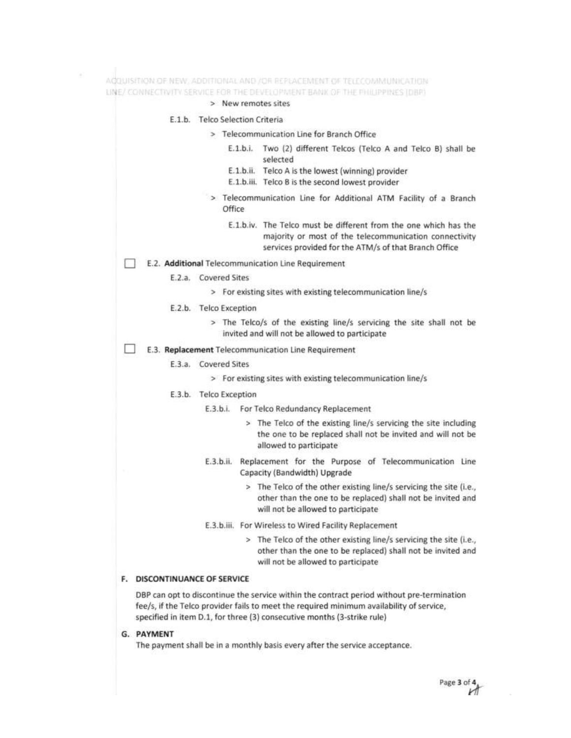> New remotes sites

E.1.b. Telco Selection Criteria

> Telecommunication Line for Branch Office

E.1.b.i. Two (2) different Telcos (Telco A and Telco B) shall be selected

E.1.b.ii. Telco A is the lowest (winning) provider

E.1.b.iii. Telco B is the second lowest provider

> Telecommunication Line for Additional ATM Facility of a Branch Office

E.1.b.iv. The Telco must be different from the one which has the majority or most of the telecommunication connectivity services provided for the ATM/s of that Branch Office

☐ E.2. **Additional** Telecommunication Line Requirement

E.2.a. Covered Sites

> For existing sites with existing telecommunication line/s

E.2.b. Telco Exception

> The Telco/s of the existing line/s servicing the site shall not be invited and will not be allowed to participate

☐ E.3. **Replacement** Telecommunication Line Requirement

E.3.a. Covered Sites

> For existing sites with existing telecommunication line/s

E.3.b. Telco Exception

E.3.b.i. For Telco Redundancy Replacement

> The Telco of the existing line/s servicing the site including the one to be replaced shall not be invited and will not be allowed to participate

E.3.b.ii. Replacement for the Purpose of Telecommunication Line Capacity (Bandwidth) Upgrade

> The Telco of the other existing line/s servicing the site (i.e., other than the one to be replaced) shall not be invited and will not be allowed to participate

E.3.b.iii. For Wireless to Wired Facility Replacement

> The Telco of the other existing line/s servicing the site (i.e., other than the one to be replaced) shall not be invited and will not be allowed to participate

## F. DISCONTINUANCE OF SERVICE

DBP can opt to discontinue the service within the contract period without pre-termination fee/s, if the Telco provider fails to meet the required minimum availability of service, specified in item D.1, for three (3) consecutive months (3-strike rule)

## G. PAYMENT

The payment shall be in a monthly basis every after the service acceptance.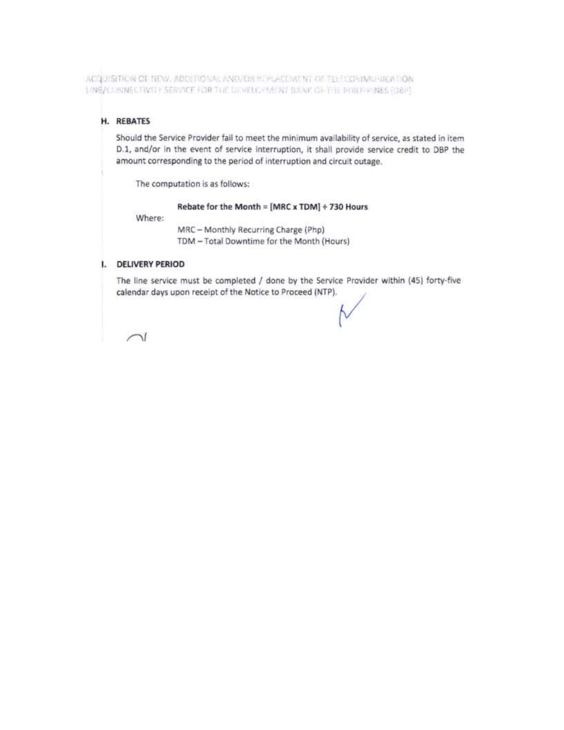## H. REBATES

Should the Service Provider fail to meet the minimum availability of service, as stated in item D.1, and/or in the event of service interruption, it shall provide service credit to DBP the amount corresponding to the period of interruption and circuit outage.

The computation is as follows:

**Rebate for the Month = [MRC x TDM] ÷ 730 Hours**

Where:

MRC – Monthly Recurring Charge (Php)
TDM – Total Downtime for the Month (Hours)

## I. DELIVERY PERIOD

The line service must be completed / done by the Service Provider within (45) forty-five calendar days upon receipt of the Notice to Proceed (NTP).